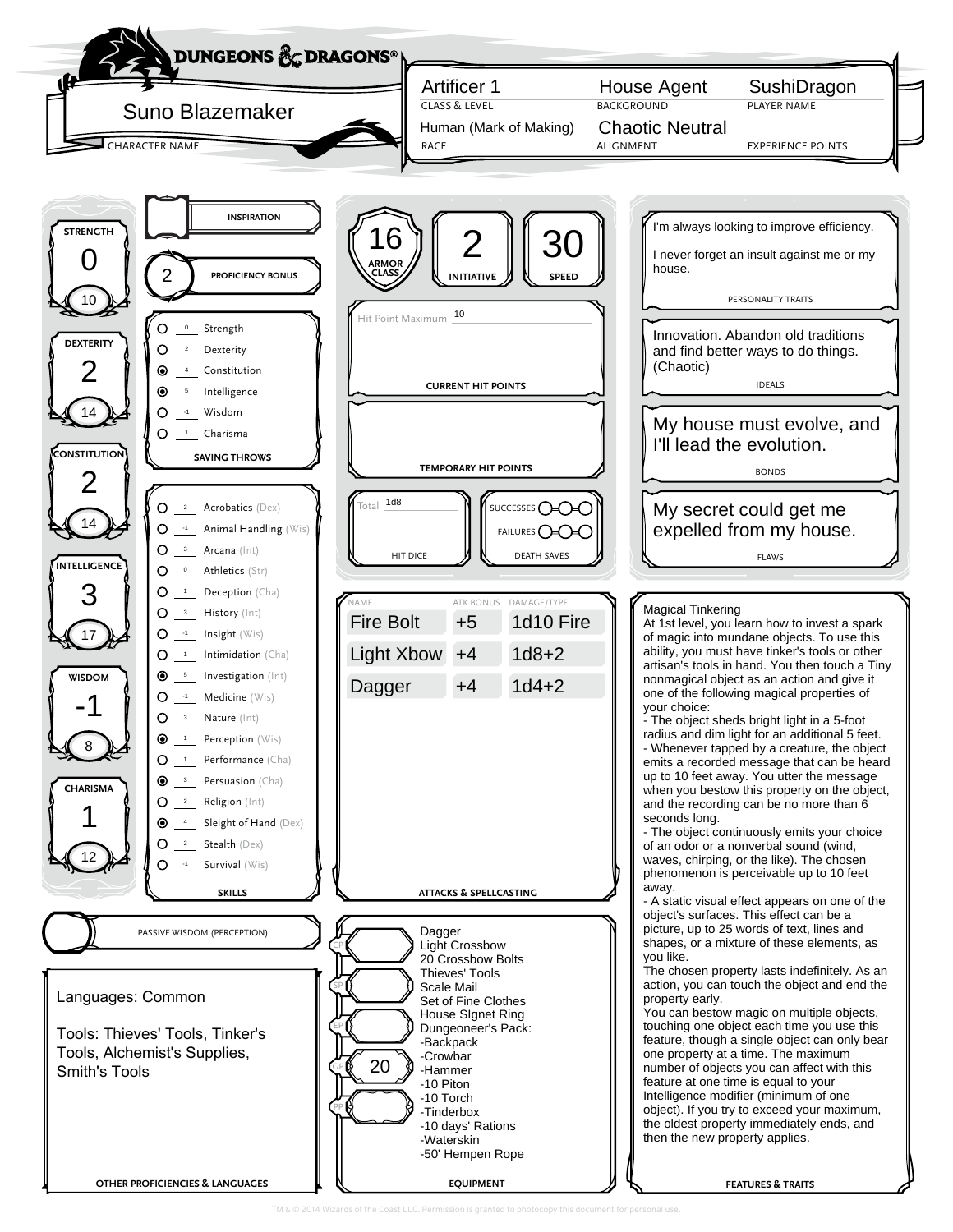# DUNGEONS & DRAGONS®

| Field | Value |
|---|---|
| CHARACTER NAME | Suno Blazemaker |
| CLASS & LEVEL | Artificer 1 |
| BACKGROUND | House Agent |
| PLAYER NAME | SushiDragon |
| RACE | Human (Mark of Making) |
| ALIGNMENT | Chaotic Neutral |
| EXPERIENCE POINTS | |

## Ability Scores

| Ability | Modifier | Score |
|---|---|---|
| STRENGTH | 0 | 10 |
| DEXTERITY | 2 | 14 |
| CONSTITUTION | 2 | 14 |
| INTELLIGENCE | 3 | 17 |
| WISDOM | -1 | 8 |
| CHARISMA | 1 | 12 |

INSPIRATION:

PROFICIENCY BONUS: 2

## Saving Throws

| Proficient | Bonus | Saving Throw |
|---|---|---|
| ○ | 0 | Strength |
| ○ | 2 | Dexterity |
| ● | 4 | Constitution |
| ● | 5 | Intelligence |
| ○ | -1 | Wisdom |
| ○ | 1 | Charisma |

## Skills

| Proficient | Bonus | Skill |
|---|---|---|
| ○ | 2 | Acrobatics (Dex) |
| ○ | -1 | Animal Handling (Wis) |
| ○ | 3 | Arcana (Int) |
| ○ | 0 | Athletics (Str) |
| ○ | 1 | Deception (Cha) |
| ○ | 3 | History (Int) |
| ○ | -1 | Insight (Wis) |
| ○ | 1 | Intimidation (Cha) |
| ● | 5 | Investigation (Int) |
| ○ | -1 | Medicine (Wis) |
| ○ | 3 | Nature (Int) |
| ● | 1 | Perception (Wis) |
| ○ | 1 | Performance (Cha) |
| ● | 3 | Persuasion (Cha) |
| ○ | 3 | Religion (Int) |
| ● | 4 | Sleight of Hand (Dex) |
| ○ | 2 | Stealth (Dex) |
| ○ | -1 | Survival (Wis) |

PASSIVE WISDOM (PERCEPTION):

## Other Proficiencies & Languages

Languages: Common

Tools: Thieves' Tools, Tinker's Tools, Alchemist's Supplies, Smith's Tools

## Combat

| ARMOR CLASS | INITIATIVE | SPEED |
|---|---|---|
| 16 | 2 | 30 |

Hit Point Maximum: 10

CURRENT HIT POINTS:

TEMPORARY HIT POINTS:

HIT DICE — Total: 1d8

DEATH SAVES — SUCCESSES: ○○○ FAILURES: ○○○

## Attacks & Spellcasting

| NAME | ATK BONUS | DAMAGE/TYPE |
|---|---|---|
| Fire Bolt | +5 | 1d10 Fire |
| Light Xbow | +4 | 1d8+2 |
| Dagger | +4 | 1d4+2 |

## Equipment

CP: | SP: | EP: | GP: 20 | PP:

- Dagger
- Light Crossbow
- 20 Crossbow Bolts
- Thieves' Tools
- Scale Mail
- Set of Fine Clothes
- House SIgnet Ring
- Dungeoneer's Pack:
  - -Backpack
  - -Crowbar
  - -Hammer
  - -10 Piton
  - -10 Torch
  - -Tinderbox
  - -10 days' Rations
  - -Waterskin
  - -50' Hempen Rope

## Personality Traits

I'm always looking to improve efficiency.

I never forget an insult against me or my house.

## Ideals

Innovation. Abandon old traditions and find better ways to do things. (Chaotic)

## Bonds

My house must evolve, and I'll lead the evolution.

## Flaws

My secret could get me expelled from my house.

## Features & Traits

Magical Tinkering
At 1st level, you learn how to invest a spark of magic into mundane objects. To use this ability, you must have tinker's tools or other artisan's tools in hand. You then touch a Tiny nonmagical object as an action and give it one of the following magical properties of your choice:
- The object sheds bright light in a 5-foot radius and dim light for an additional 5 feet.
- Whenever tapped by a creature, the object emits a recorded message that can be heard up to 10 feet away. You utter the message when you bestow this property on the object, and the recording can be no more than 6 seconds long.
- The object continuously emits your choice of an odor or a nonverbal sound (wind, waves, chirping, or the like). The chosen phenomenon is perceivable up to 10 feet away.
- A static visual effect appears on one of the object's surfaces. This effect can be a picture, up to 25 words of text, lines and shapes, or a mixture of these elements, as you like.
The chosen property lasts indefinitely. As an action, you can touch the object and end the property early.
You can bestow magic on multiple objects, touching one object each time you use this feature, though a single object can only bear one property at a time. The maximum number of objects you can affect with this feature at one time is equal to your Intelligence modifier (minimum of one object). If you try to exceed your maximum, the oldest property immediately ends, and then the new property applies.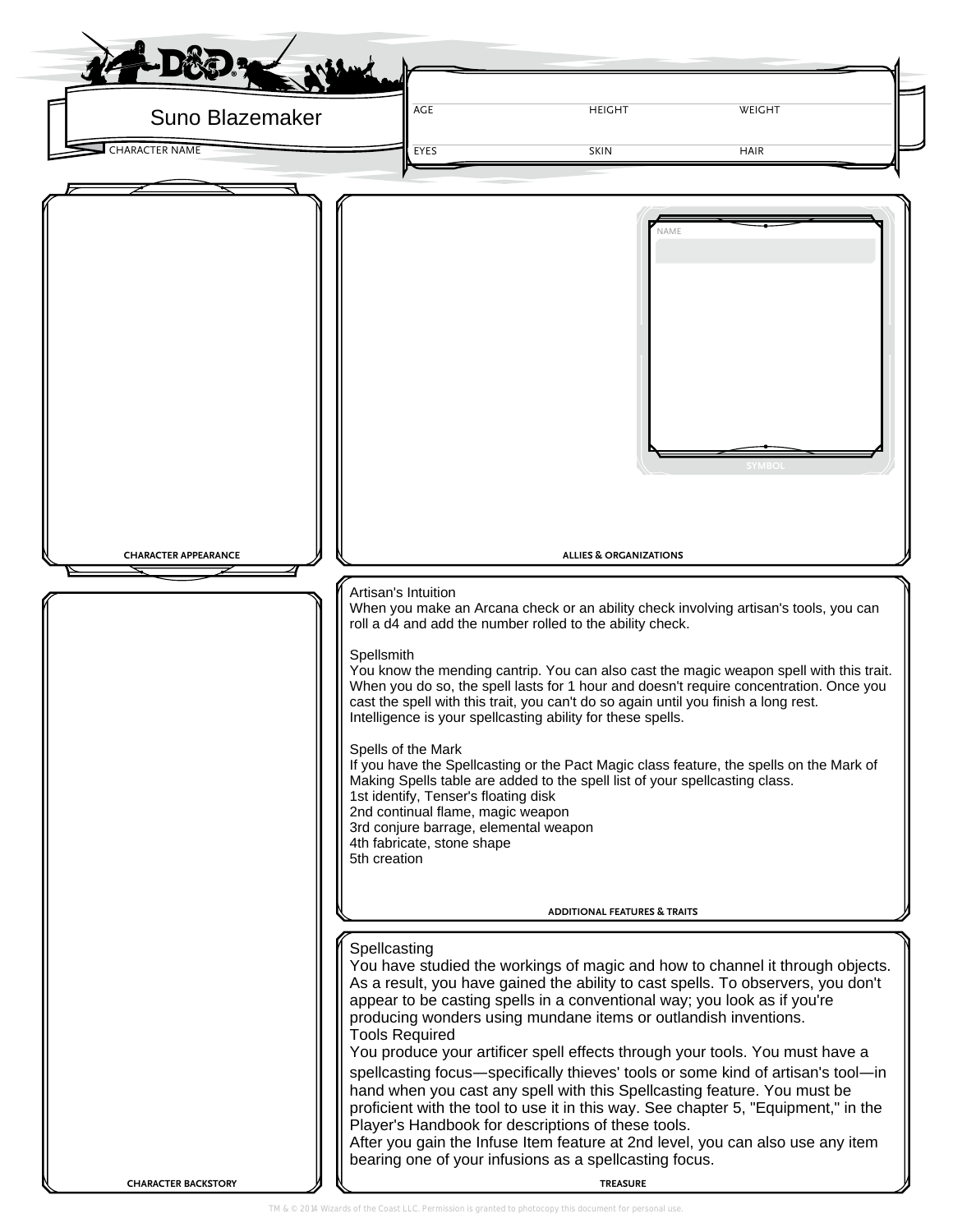Suno Blazemaker

CHARACTER NAME

| AGE | HEIGHT | WEIGHT |
|---|---|---|
| | | |

| EYES | SKIN | HAIR |
|---|---|---|
| | | |

CHARACTER APPEARANCE

NAME

SYMBOL

ALLIES & ORGANIZATIONS

CHARACTER BACKSTORY

Artisan's Intuition
When you make an Arcana check or an ability check involving artisan's tools, you can roll a d4 and add the number rolled to the ability check.

Spellsmith
You know the mending cantrip. You can also cast the magic weapon spell with this trait. When you do so, the spell lasts for 1 hour and doesn't require concentration. Once you cast the spell with this trait, you can't do so again until you finish a long rest. Intelligence is your spellcasting ability for these spells.

Spells of the Mark
If you have the Spellcasting or the Pact Magic class feature, the spells on the Mark of Making Spells table are added to the spell list of your spellcasting class.
1st identify, Tenser's floating disk
2nd continual flame, magic weapon
3rd conjure barrage, elemental weapon
4th fabricate, stone shape
5th creation

ADDITIONAL FEATURES & TRAITS

Spellcasting
You have studied the workings of magic and how to channel it through objects. As a result, you have gained the ability to cast spells. To observers, you don't appear to be casting spells in a conventional way; you look as if you're producing wonders using mundane items or outlandish inventions.
Tools Required
You produce your artificer spell effects through your tools. You must have a spellcasting focus—specifically thieves' tools or some kind of artisan's tool—in hand when you cast any spell with this Spellcasting feature. You must be proficient with the tool to use it in this way. See chapter 5, "Equipment," in the Player's Handbook for descriptions of these tools.
After you gain the Infuse Item feature at 2nd level, you can also use any item bearing one of your infusions as a spellcasting focus.

TREASURE

TM & © 2014 Wizards of the Coast LLC. Permission is granted to photocopy this document for personal use.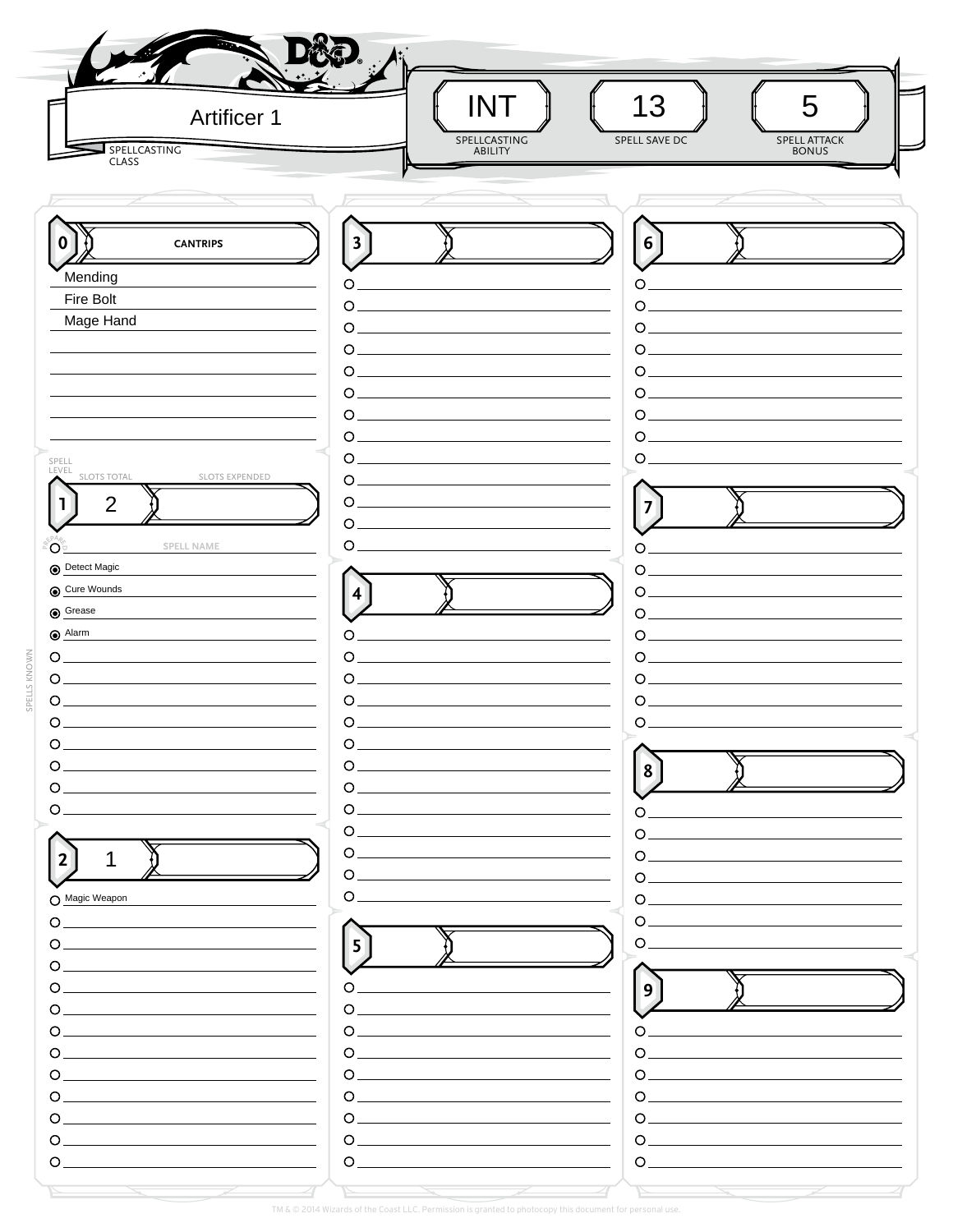| SPELLCASTING CLASS | SPELLCASTING ABILITY | SPELL SAVE DC | SPELL ATTACK BONUS |
|---|---|---|---|
| Artificer 1 | INT | 13 | 5 |

## 0 — CANTRIPS

- Mending
- Fire Bolt
- Mage Hand

## 1

SPELL LEVEL: 1 — SLOTS TOTAL: 2 — SLOTS EXPENDED:

| PREPARED | SPELL NAME |
|---|---|
| ◉ | Detect Magic |
| ◉ | Cure Wounds |
| ◉ | Grease |
| ◉ | Alarm |

## 2

SLOTS TOTAL: 1 — SLOTS EXPENDED:

| PREPARED | SPELL NAME |
|---|---|
| ○ | Magic Weapon |

## 3

## 4

## 5

## 6

## 7

## 8

## 9

SPELLS KNOWN

TM & © 2014 Wizards of the Coast LLC. Permission is granted to photocopy this document for personal use.